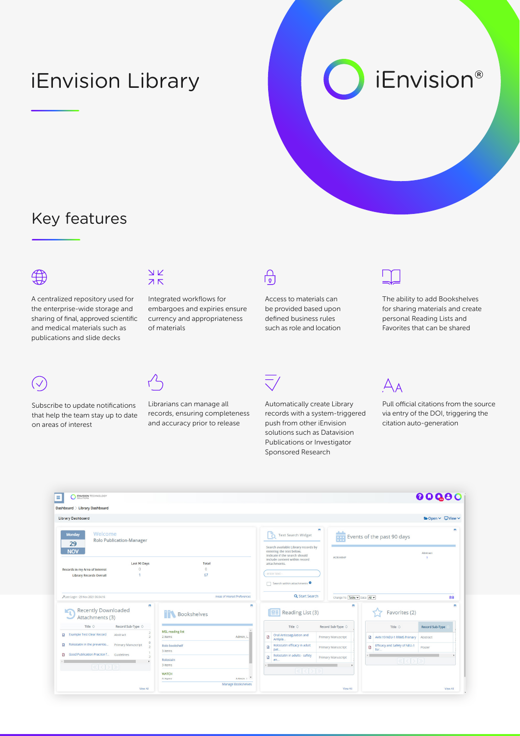# iEnvision Library

iEnvision®

## Key features

A centralized repository used for the enterprise-wide storage and sharing of final, approved scientific and medical materials such as publications and slide decks

Integrated workflows for embargoes and expiries ensure currency and appropriateness of materials

Access to materials can be provided based upon defined business rules such as role and location

The ability to add Bookshelves for sharing materials and create personal Reading Lists and Favorites that can be shared

Subscribe to update notifications that help the team stay up to date on areas of interest

Librarians can manage all records, ensuring completeness and accuracy prior to release

Automatically create Library records with a system-triggered push from other iEnvision solutions such as Datavision Publications or Investigator Sponsored Research

Pull official citations from the source via entry of the DOI, triggering the citation auto-generation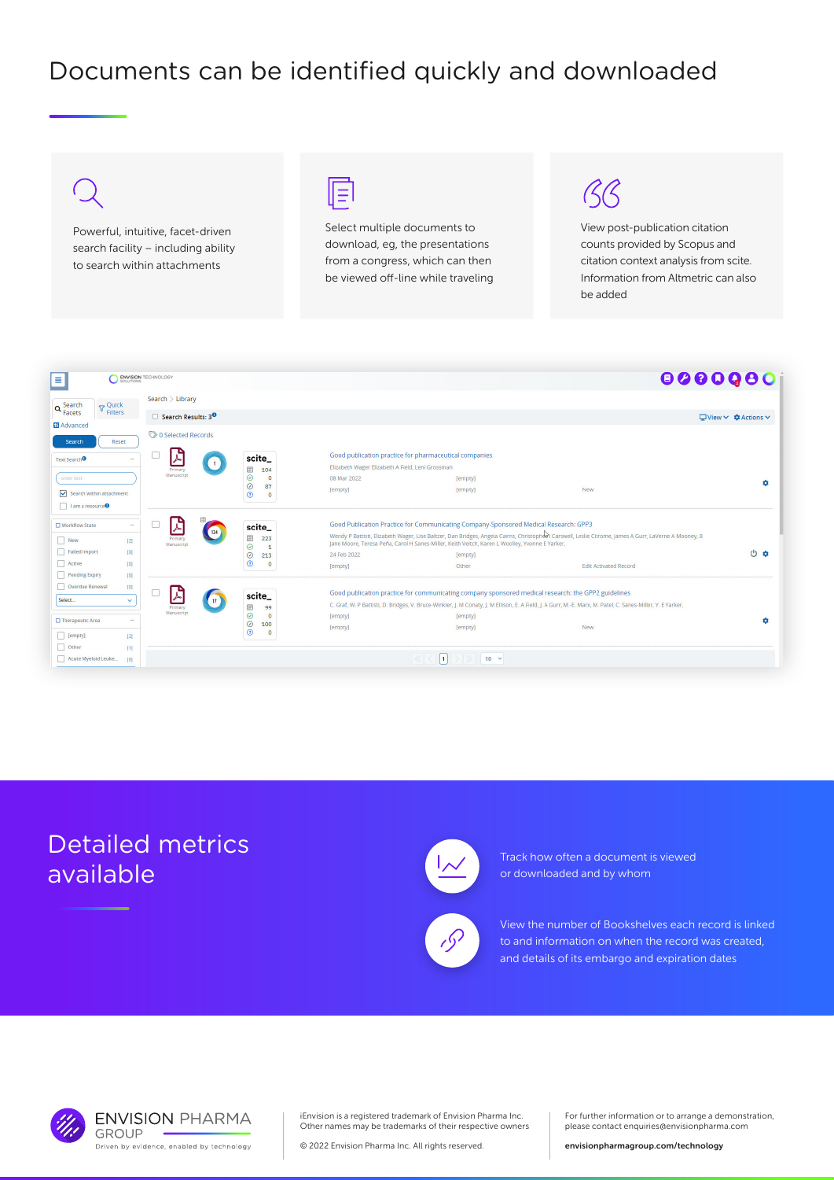# Documents can be identified quickly and downloaded

Powerful, intuitive, facet-driven search facility – including ability to search within attachments

Select multiple documents to download, eg, the presentations from a congress, which can then be viewed off-line while traveling

View post-publication citation counts provided by Scopus and citation context analysis from scite. Information from Altmetric can also be added

## Detailed metrics available

Track how often a document is viewed or downloaded and by whom

View the number of Bookshelves each record is linked to and information on when the record was created, and details of its embargo and expiration dates

ENVISION PHARMA GROUP

Driven by evidence, enabled by technology

iEnvision is a registered trademark of Envision Pharma Inc. Other names may be trademarks of their respective owners

© 2022 Envision Pharma Inc. All rights reserved.

For further information or to arrange a demonstration, please contact enquiries@envisionpharma.com

**envisionpharmagroup.com/technology**